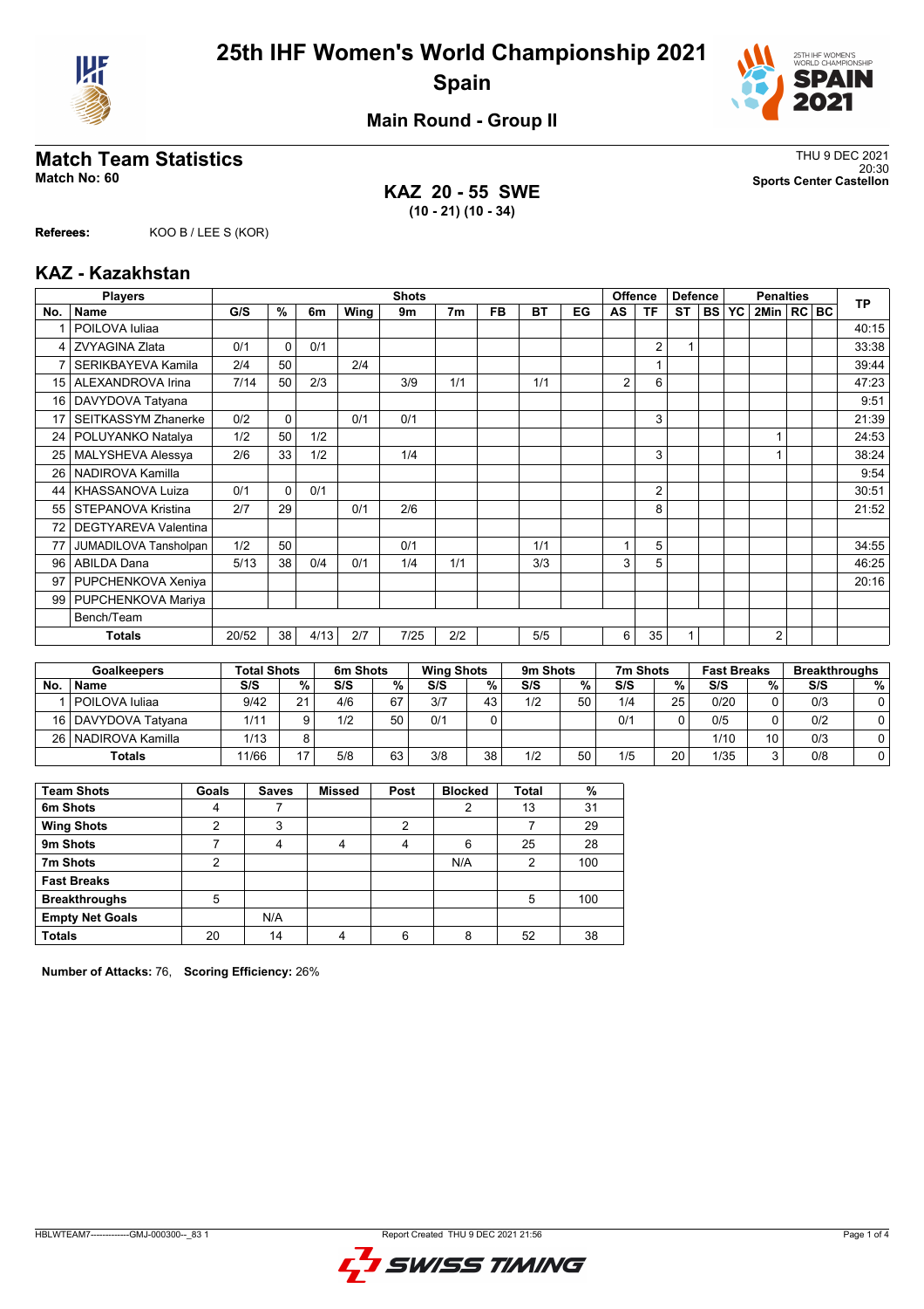# 25th IHF Women's World Championship 2021
## Spain

### Main Round - Group II

## Match Team Statistics

**Match No: 60**

THU 9 DEC 2021
20:30
**Sports Center Castellon**

### KAZ 20 - 55 SWE
**(10 - 21) (10 - 34)**

**Referees:** KOO B / LEE S (KOR)

## KAZ - Kazakhstan

| No. | Name | G/S | % | 6m | Wing | 9m | 7m | FB | BT | EG | AS | TF | ST | BS | YC | 2Min | RC | BC | TP |
|---|---|---|---|---|---|---|---|---|---|---|---|---|---|---|---|---|---|---|---|
| 1 | POILOVA Iuliaa | | | | | | | | | | | | | | | | | | 40:15 |
| 4 | ZVYAGINA Zlata | 0/1 | 0 | 0/1 | | | | | | | | 2 | 1 | | | | | | 33:38 |
| 7 | SERIKBAYEVA Kamila | 2/4 | 50 | | 2/4 | | | | | | | 1 | | | | | | | 39:44 |
| 15 | ALEXANDROVA Irina | 7/14 | 50 | 2/3 | | 3/9 | 1/1 | | 1/1 | | 2 | 6 | | | | | | | 47:23 |
| 16 | DAVYDOVA Tatyana | | | | | | | | | | | | | | | | | | 9:51 |
| 17 | SEITKASSYM Zhanerke | 0/2 | 0 | | 0/1 | 0/1 | | | | | | 3 | | | | | | | 21:39 |
| 24 | POLUYANKO Natalya | 1/2 | 50 | 1/2 | | | | | | | | | | | | 1 | | | 24:53 |
| 25 | MALYSHEVA Alessya | 2/6 | 33 | 1/2 | | 1/4 | | | | | | 3 | | | | 1 | | | 38:24 |
| 26 | NADIROVA Kamilla | | | | | | | | | | | | | | | | | | 9:54 |
| 44 | KHASSANOVA Luiza | 0/1 | 0 | 0/1 | | | | | | | | 2 | | | | | | | 30:51 |
| 55 | STEPANOVA Kristina | 2/7 | 29 | | 0/1 | 2/6 | | | | | | 8 | | | | | | | 21:52 |
| 72 | DEGTYAREVA Valentina | | | | | | | | | | | | | | | | | | |
| 77 | JUMADILOVA Tansholpan | 1/2 | 50 | | | 0/1 | | | 1/1 | | 1 | 5 | | | | | | | 34:55 |
| 96 | ABILDA Dana | 5/13 | 38 | 0/4 | 0/1 | 1/4 | 1/1 | | 3/3 | | 3 | 5 | | | | | | | 46:25 |
| 97 | PUPCHENKOVA Xeniya | | | | | | | | | | | | | | | | | | 20:16 |
| 99 | PUPCHENKOVA Mariya | | | | | | | | | | | | | | | | | | |
| | Bench/Team | | | | | | | | | | | | | | | | | | |
| | **Totals** | 20/52 | 38 | 4/13 | 2/7 | 7/25 | 2/2 | | 5/5 | | 6 | 35 | 1 | | | 2 | | | |

| No. | Goalkeepers | Total Shots S/S | % | 6m Shots S/S | % | Wing Shots S/S | % | 9m Shots S/S | % | 7m Shots S/S | % | Fast Breaks S/S | % | Breakthroughs S/S | % |
|---|---|---|---|---|---|---|---|---|---|---|---|---|---|---|---|
| 1 | POILOVA Iuliaa | 9/42 | 21 | 4/6 | 67 | 3/7 | 43 | 1/2 | 50 | 1/4 | 25 | 0/20 | 0 | 0/3 | 0 |
| 16 | DAVYDOVA Tatyana | 1/11 | 9 | 1/2 | 50 | 0/1 | 0 | | | 0/1 | 0 | 0/5 | 0 | 0/2 | 0 |
| 26 | NADIROVA Kamilla | 1/13 | 8 | | | | | | | | | 1/10 | 10 | 0/3 | 0 |
| | **Totals** | 11/66 | 17 | 5/8 | 63 | 3/8 | 38 | 1/2 | 50 | 1/5 | 20 | 1/35 | 3 | 0/8 | 0 |

| Team Shots | Goals | Saves | Missed | Post | Blocked | Total | % |
|---|---|---|---|---|---|---|---|
| 6m Shots | 4 | 7 | | | 2 | 13 | 31 |
| Wing Shots | 2 | 3 | | 2 | | 7 | 29 |
| 9m Shots | 7 | 4 | 4 | 4 | 6 | 25 | 28 |
| 7m Shots | 2 | | | | N/A | 2 | 100 |
| Fast Breaks | | | | | | | |
| Breakthroughs | 5 | | | | | 5 | 100 |
| Empty Net Goals | | N/A | | | | | |
| Totals | 20 | 14 | 4 | 6 | 8 | 52 | 38 |

**Number of Attacks:** 76, **Scoring Efficiency:** 26%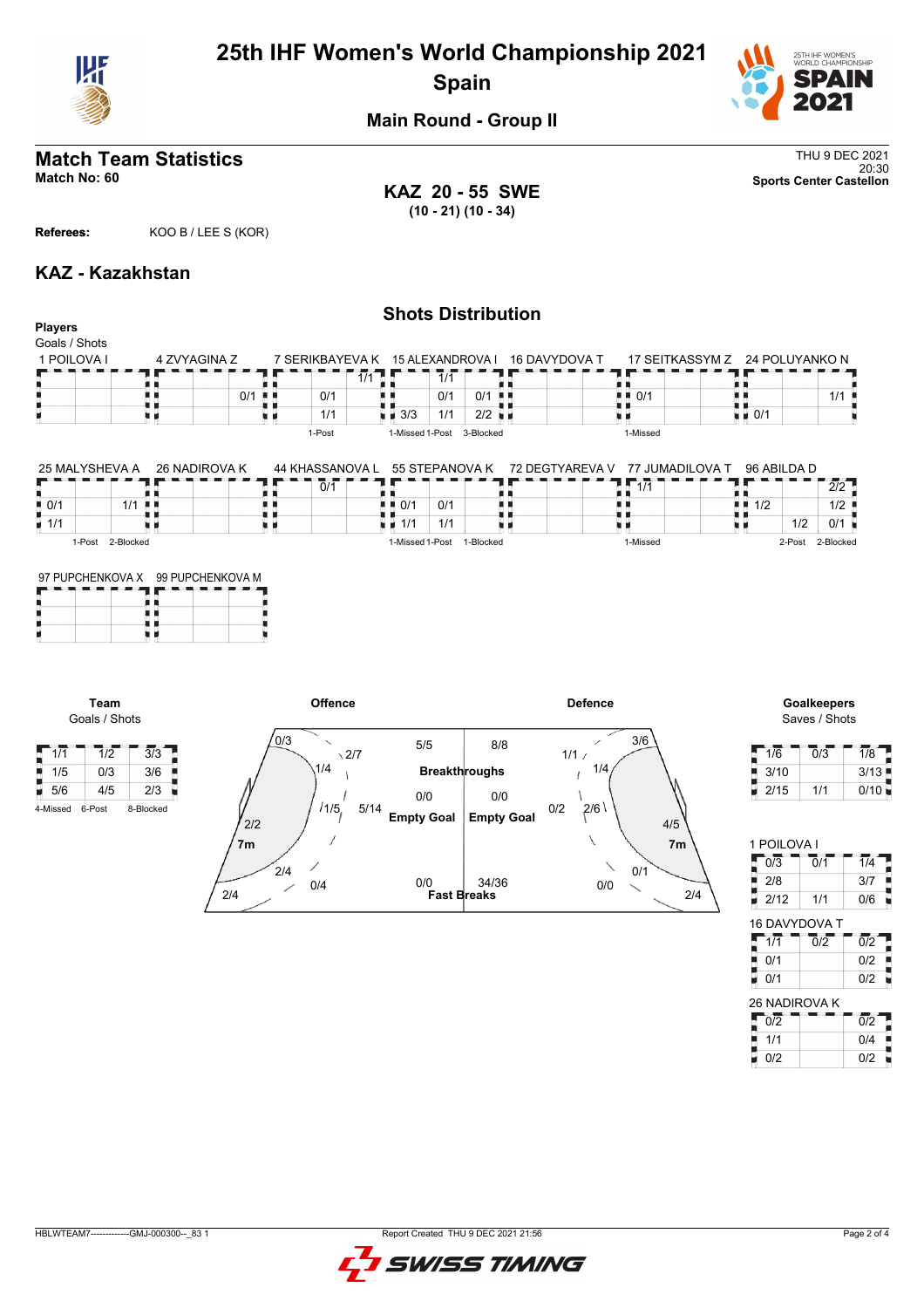# 25th IHF Women's World Championship 2021

## Spain

### Main Round - Group II

## Match Team Statistics

**Match No: 60**

THU 9 DEC 2021
20:30
**Sports Center Castellon**

**KAZ 20 - 55 SWE**
**(10 - 21) (10 - 34)**

**Referees:** KOO B / LEE S (KOR)

## KAZ - Kazakhstan

### Shots Distribution

**Players**
Goals / Shots

**1 POILOVA I**

| | | |
|---|---|---|
| | | |
| | | |
| | | |

**4 ZVYAGINA Z**

| | | |
|---|---|---|
| | | |
| | | 0/1 |
| | | |

**7 SERIKBAYEVA K**

| | | |
|---|---|---|
| | | 1/1 |
| 0/1 | | |
| 1/1 | | |

1-Post

**15 ALEXANDROVA I**

| | | |
|---|---|---|
| | 1/1 | |
| | 0/1 | 0/1 |
| 3/3 | 1/1 | 2/2 |

1-Missed 1-Post 3-Blocked

**16 DAVYDOVA T**

| | | |
|---|---|---|
| | | |
| | | |
| | | |

**17 SEITKASSYM Z**

| | | |
|---|---|---|
| | | |
| 0/1 | | |
| | | |

1-Missed

**24 POLUYANKO N**

| | | |
|---|---|---|
| | | |
| | | 1/1 |
| 0/1 | | |

**25 MALYSHEVA A**

| | | |
|---|---|---|
| | | |
| 0/1 | | 1/1 |
| 1/1 | | |

1-Post 2-Blocked

**26 NADIROVA K**

| | | |
|---|---|---|
| | | |
| | | |
| | | |

**44 KHASSANOVA L**

| | | |
|---|---|---|
| | 0/1 | |
| | | |
| | | |

**55 STEPANOVA K**

| | | |
|---|---|---|
| | | |
| 0/1 | 0/1 | |
| 1/1 | 1/1 | |

1-Missed 1-Post 1-Blocked

**72 DEGTYAREVA V**

| | | |
|---|---|---|
| | | |
| | | |
| | | |

**77 JUMADILOVA T**

| | | |
|---|---|---|
| 1/1 | | |
| | | |
| | | |

1-Missed

**96 ABILDA D**

| | | |
|---|---|---|
| | | 2/2 |
| 1/2 | | 1/2 |
| | 1/2 | 0/1 |

2-Post 2-Blocked

**97 PUPCHENKOVA X**

| | | |
|---|---|---|
| | | |
| | | |
| | | |

**99 PUPCHENKOVA M**

| | | |
|---|---|---|
| | | |
| | | |
| | | |

**Team**
Goals / Shots

| | | |
|---|---|---|
| 1/1 | 1/2 | 3/3 |
| 1/5 | 0/3 | 3/6 |
| 5/6 | 4/5 | 2/3 |

4-Missed 6-Post 8-Blocked

**Offence**

| Area | Goals / Shots |
|---|---|
| Left wing | 0/3 |
| Left 9m | 2/7 |
| Left 6m | 1/4 |
| Centre 6m | 1/5 |
| Centre 9m | 5/14 |
| 7m | 2/2 |
| Right 6m | 2/4 |
| Right 9m | 0/4 |
| Right wing | 2/4 |
| Breakthroughs | 5/5 |
| Empty Goal | 0/0 |
| Fast Breaks | 0/0 |

**Defence**

| Area | Goals / Shots |
|---|---|
| Right wing | 3/6 |
| Right 9m | 1/1 |
| Right 6m | 1/4 |
| Centre 6m | 2/6 |
| Centre 9m | 0/2 |
| 7m | 4/5 |
| Left 6m | 0/1 |
| Left 9m | 0/0 |
| Left wing | 2/4 |
| Breakthroughs | 8/8 |
| Empty Goal | 0/0 |
| Fast Breaks | 34/36 |

**Goalkeepers**
Saves / Shots

| | | |
|---|---|---|
| 1/6 | 0/3 | 1/8 |
| 3/10 | | 3/13 |
| 2/15 | 1/1 | 0/10 |

**1 POILOVA I**

| | | |
|---|---|---|
| 0/3 | 0/1 | 1/4 |
| 2/8 | | 3/7 |
| 2/12 | 1/1 | 0/6 |

**16 DAVYDOVA T**

| | | |
|---|---|---|
| 1/1 | 0/2 | 0/2 |
| 0/1 | | 0/2 |
| 0/1 | | 0/2 |

**26 NADIROVA K**

| | | |
|---|---|---|
| 0/2 | | 0/2 |
| 1/1 | | 0/4 |
| 0/2 | | 0/2 |

HBLWTEAM7--------------GMJ-000300--_83 1 Report Created THU 9 DEC 2021 21:56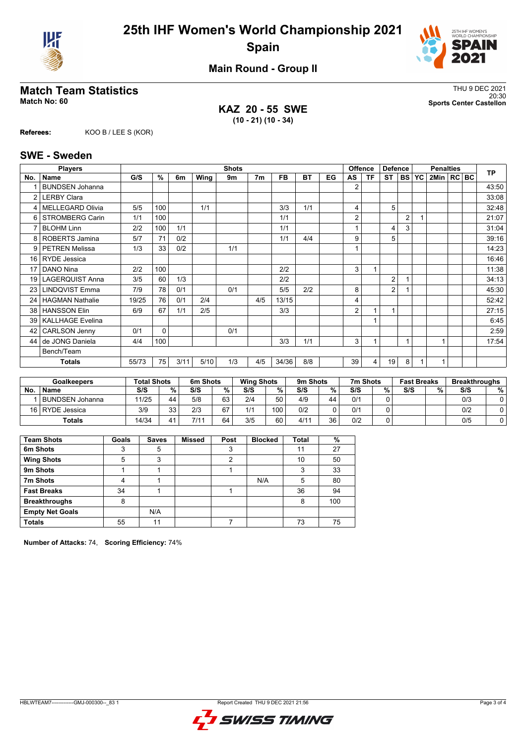# 25th IHF Women's World Championship 2021
## Spain

### Main Round - Group II

## Match Team Statistics

**Match No: 60**

THU 9 DEC 2021
20:30
**Sports Center Castellon**

### KAZ 20 - 55 SWE
**(10 - 21) (10 - 34)**

**Referees:** KOO B / LEE S (KOR)

## SWE - Sweden

| Players | | Shots | | | | | | | | | Offence | | Defence | | | Penalties | | | TP |
|---|---|---|---|---|---|---|---|---|---|---|---|---|---|---|---|---|---|---|---|
| No. | Name | G/S | % | 6m | Wing | 9m | 7m | FB | BT | EG | AS | TF | ST | BS | YC | 2Min | RC | BC | |
| 1 | BUNDSEN Johanna | | | | | | | | | | 2 | | | | | | | | 43:50 |
| 2 | LERBY Clara | | | | | | | | | | | | | | | | | | 33:08 |
| 4 | MELLEGARD Olivia | 5/5 | 100 | | 1/1 | | | 3/3 | 1/1 | | 4 | | 5 | | | | | | 32:48 |
| 6 | STROMBERG Carin | 1/1 | 100 | | | | | 1/1 | | | 2 | | | 2 | 1 | | | | 21:07 |
| 7 | BLOHM Linn | 2/2 | 100 | 1/1 | | | | 1/1 | | | 1 | | 4 | 3 | | | | | 31:04 |
| 8 | ROBERTS Jamina | 5/7 | 71 | 0/2 | | | | 1/1 | 4/4 | | 9 | | 5 | | | | | | 39:16 |
| 9 | PETREN Melissa | 1/3 | 33 | 0/2 | | 1/1 | | | | | 1 | | | | | | | | 14:23 |
| 16 | RYDE Jessica | | | | | | | | | | | | | | | | | | 16:46 |
| 17 | DANO Nina | 2/2 | 100 | | | | | 2/2 | | | 3 | 1 | | | | | | | 11:38 |
| 19 | LAGERQUIST Anna | 3/5 | 60 | 1/3 | | | | 2/2 | | | | | 2 | 1 | | | | | 34:13 |
| 23 | LINDQVIST Emma | 7/9 | 78 | 0/1 | | 0/1 | | 5/5 | 2/2 | | 8 | | 2 | 1 | | | | | 45:30 |
| 24 | HAGMAN Nathalie | 19/25 | 76 | 0/1 | 2/4 | | 4/5 | 13/15 | | | 4 | | | | | | | | 52:42 |
| 38 | HANSSON Elin | 6/9 | 67 | 1/1 | 2/5 | | | 3/3 | | | 2 | 1 | 1 | | | | | | 27:15 |
| 39 | KALLHAGE Evelina | | | | | | | | | | | 1 | | | | | | | 6:45 |
| 42 | CARLSON Jenny | 0/1 | 0 | | | 0/1 | | | | | | | | | | | | | 2:59 |
| 44 | de JONG Daniela | 4/4 | 100 | | | | | 3/3 | 1/1 | | 3 | 1 | | 1 | | 1 | | | 17:54 |
| | Bench/Team | | | | | | | | | | | | | | | | | | |
| | **Totals** | 55/73 | 75 | 3/11 | 5/10 | 1/3 | 4/5 | 34/36 | 8/8 | | 39 | 4 | 19 | 8 | 1 | 1 | | | |

| Goalkeepers | | Total Shots | | 6m Shots | | Wing Shots | | 9m Shots | | 7m Shots | | Fast Breaks | | Breakthroughs | |
|---|---|---|---|---|---|---|---|---|---|---|---|---|---|---|---|
| No. | Name | S/S | % | S/S | % | S/S | % | S/S | % | S/S | % | S/S | % | S/S | % |
| 1 | BUNDSEN Johanna | 11/25 | 44 | 5/8 | 63 | 2/4 | 50 | 4/9 | 44 | 0/1 | 0 | | | 0/3 | 0 |
| 16 | RYDE Jessica | 3/9 | 33 | 2/3 | 67 | 1/1 | 100 | 0/2 | 0 | 0/1 | 0 | | | 0/2 | 0 |
| | **Totals** | 14/34 | 41 | 7/11 | 64 | 3/5 | 60 | 4/11 | 36 | 0/2 | 0 | | | 0/5 | 0 |

| Team Shots | Goals | Saves | Missed | Post | Blocked | Total | % |
|---|---|---|---|---|---|---|---|
| 6m Shots | 3 | 5 | | 3 | | 11 | 27 |
| Wing Shots | 5 | 3 | | 2 | | 10 | 50 |
| 9m Shots | 1 | 1 | | 1 | | 3 | 33 |
| 7m Shots | 4 | 1 | | | N/A | 5 | 80 |
| Fast Breaks | 34 | 1 | | 1 | | 36 | 94 |
| Breakthroughs | 8 | | | | | 8 | 100 |
| Empty Net Goals | | N/A | | | | | |
| Totals | 55 | 11 | | 7 | | 73 | 75 |

**Number of Attacks:** 74, **Scoring Efficiency:** 74%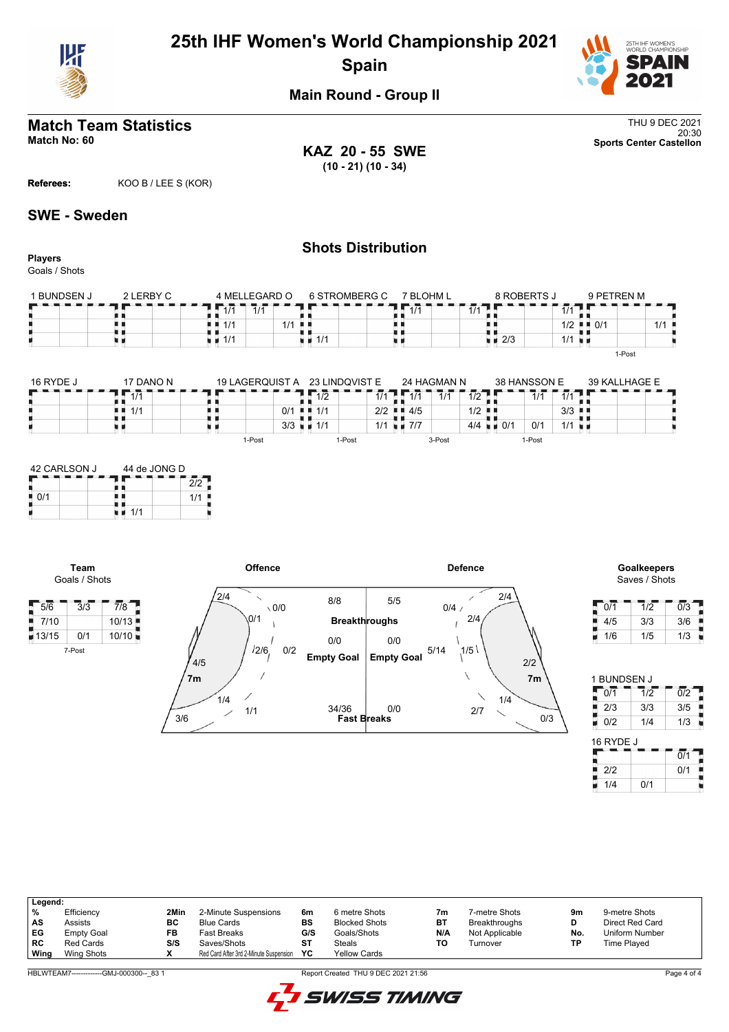# 25th IHF Women's World Championship 2021

## Spain

### Main Round - Group II

## Match Team Statistics

**Match No: 60**

THU 9 DEC 2021
20:30
**Sports Center Castellon**

**KAZ 20 - 55 SWE**
**(10 - 21) (10 - 34)**

**Referees:** KOO B / LEE S (KOR)

## SWE - Sweden

### Shots Distribution

**Players**
Goals / Shots

1 BUNDSEN J

2 LERBY C

4 MELLEGARD O

| | | |
|---|---|---|
| 1/1 | 1/1 | |
| 1/1 | | 1/1 |
| 1/1 | | |

6 STROMBERG C

| | | |
|---|---|---|
| | | |
| | | |
| 1/1 | | |

7 BLOHM L

| | | |
|---|---|---|
| 1/1 | | 1/1 |
| | | |
| | | |

8 ROBERTS J

| | | |
|---|---|---|
| | | 1/1 |
| | | 1/2 |
| 2/3 | | 1/1 |

9 PETREN M

| | | |
|---|---|---|
| | | |
| 0/1 | | 1/1 |
| | | |

1-Post

16 RYDE J

17 DANO N

| | | |
|---|---|---|
| 1/1 | | |
| 1/1 | | |
| | | |

19 LAGERQUIST A

| | | |
|---|---|---|
| | | |
| | | 0/1 |
| | | 3/3 |

1-Post

23 LINDQVIST E

| | | |
|---|---|---|
| 1/2 | | 1/1 |
| 1/1 | | 2/2 |
| 1/1 | | 1/1 |

1-Post

24 HAGMAN N

| | | |
|---|---|---|
| 1/1 | 1/1 | 1/2 |
| 4/5 | | 1/2 |
| 7/7 | | 4/4 |

3-Post

38 HANSSON E

| | | |
|---|---|---|
| | 1/1 | 1/1 |
| | | 3/3 |
| 0/1 | 0/1 | 1/1 |

1-Post

39 KALLHAGE E

42 CARLSON J

| | | |
|---|---|---|
| | | |
| 0/1 | | |
| | | |

44 de JONG D

| | | |
|---|---|---|
| | | 2/2 |
| | | 1/1 |
| 1/1 | | |

**Team**
Goals / Shots

| | | |
|---|---|---|
| 5/6 | 3/3 | 7/8 |
| 7/10 | | 10/13 |
| 13/15 | 0/1 | 10/10 |

7-Post

**Offence**

2/4
0/0
0/1
2/6
0/2
4/5
7m
1/4
1/1
3/6
8/8 5/5 Breakthroughs
0/0 0/0 Empty Goal Empty Goal
34/36 0/0 Fast Breaks

**Defence**

0/4
2/4
2/4
5/14
1/5
2/2
7m
1/4
2/7
0/3

**Goalkeepers**
Saves / Shots

| | | |
|---|---|---|
| 0/1 | 1/2 | 0/3 |
| 4/5 | 3/3 | 3/6 |
| 1/6 | 1/5 | 1/3 |

1 BUNDSEN J

| | | |
|---|---|---|
| 0/1 | 1/2 | 0/2 |
| 2/3 | 3/3 | 3/5 |
| 0/2 | 1/4 | 1/3 |

16 RYDE J

| | | |
|---|---|---|
| | | 0/1 |
| 2/2 | | 0/1 |
| 1/4 | 0/1 | |

| Legend: | | | | | | | | | |
|---|---|---|---|---|---|---|---|---|---|
| % | Efficiency | 2Min | 2-Minute Suspensions | 6m | 6 metre Shots | 7m | 7-metre Shots | 9m | 9-metre Shots |
| AS | Assists | BC | Blue Cards | BS | Blocked Shots | BT | Breakthroughs | D | Direct Red Card |
| EG | Empty Goal | FB | Fast Breaks | G/S | Goals/Shots | N/A | Not Applicable | No. | Uniform Number |
| RC | Red Cards | S/S | Saves/Shots | ST | Steals | TO | Turnover | TP | Time Played |
| Wing | Wing Shots | X | Red Card After 3rd 2-Minute Suspension | YC | Yellow Cards | | | | |

HBLWTEAM7--------------GMJ-000300--_83 1    Report Created THU 9 DEC 2021 21:56